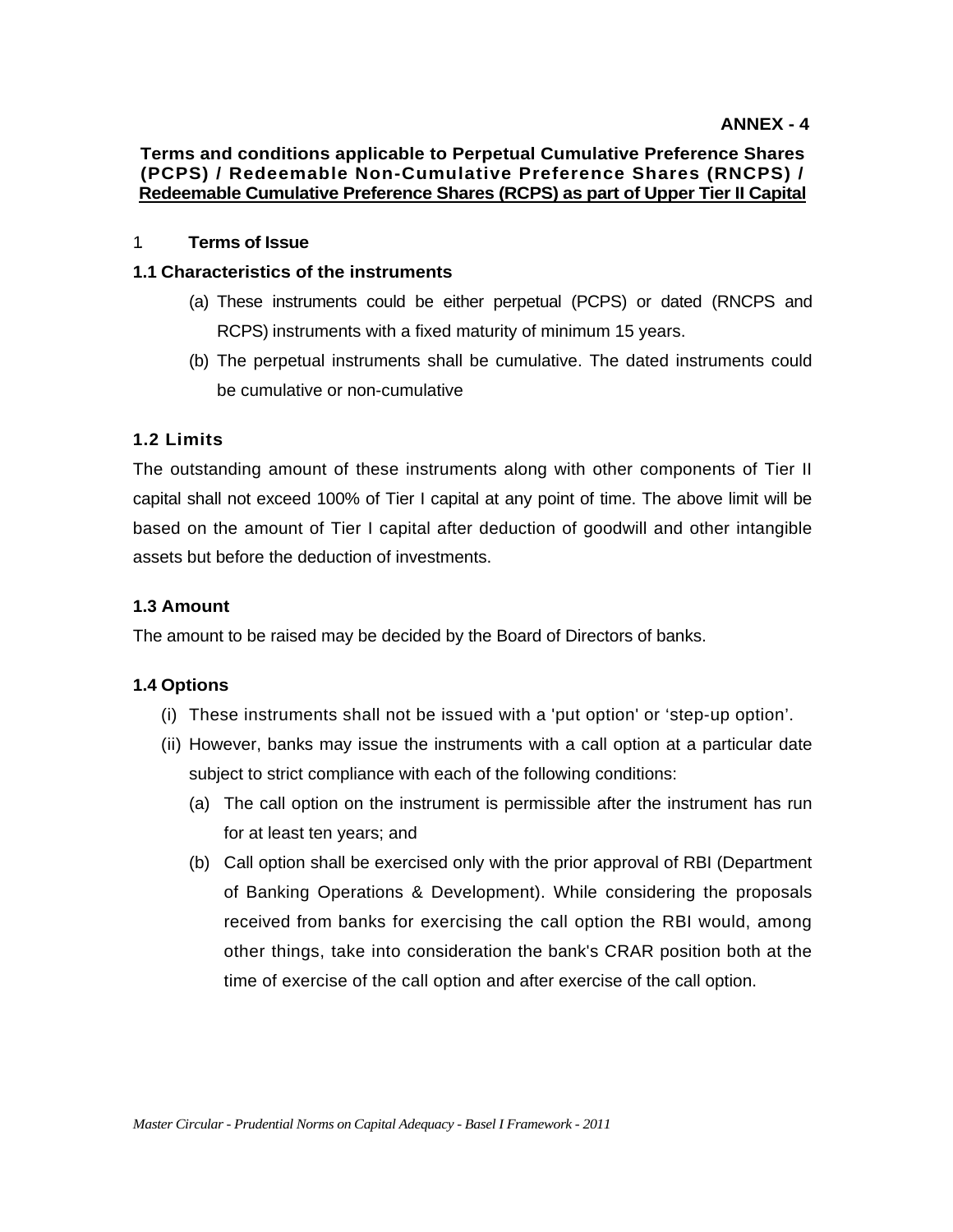**ANNEX - 4**

**Terms and conditions applicable to Perpetual Cumulative Preference Shares (PCPS) / Redeemable Non-Cumulative Preference Shares (RNCPS) / Redeemable Cumulative Preference Shares (RCPS) as part of Upper Tier II Capital**

## 1 Terms of Issue

### 1.1 Characteristics of the instruments

(a) These instruments could be either perpetual (PCPS) or dated (RNCPS and RCPS) instruments with a fixed maturity of minimum 15 years.

(b) The perpetual instruments shall be cumulative. The dated instruments could be cumulative or non-cumulative

### 1.2 Limits

The outstanding amount of these instruments along with other components of Tier II capital shall not exceed 100% of Tier I capital at any point of time. The above limit will be based on the amount of Tier I capital after deduction of goodwill and other intangible assets but before the deduction of investments.

### 1.3 Amount

The amount to be raised may be decided by the Board of Directors of banks.

### 1.4 Options

(i) These instruments shall not be issued with a 'put option' or 'step-up option'.

(ii) However, banks may issue the instruments with a call option at a particular date subject to strict compliance with each of the following conditions:

(a) The call option on the instrument is permissible after the instrument has run for at least ten years; and

(b) Call option shall be exercised only with the prior approval of RBI (Department of Banking Operations & Development). While considering the proposals received from banks for exercising the call option the RBI would, among other things, take into consideration the bank's CRAR position both at the time of exercise of the call option and after exercise of the call option.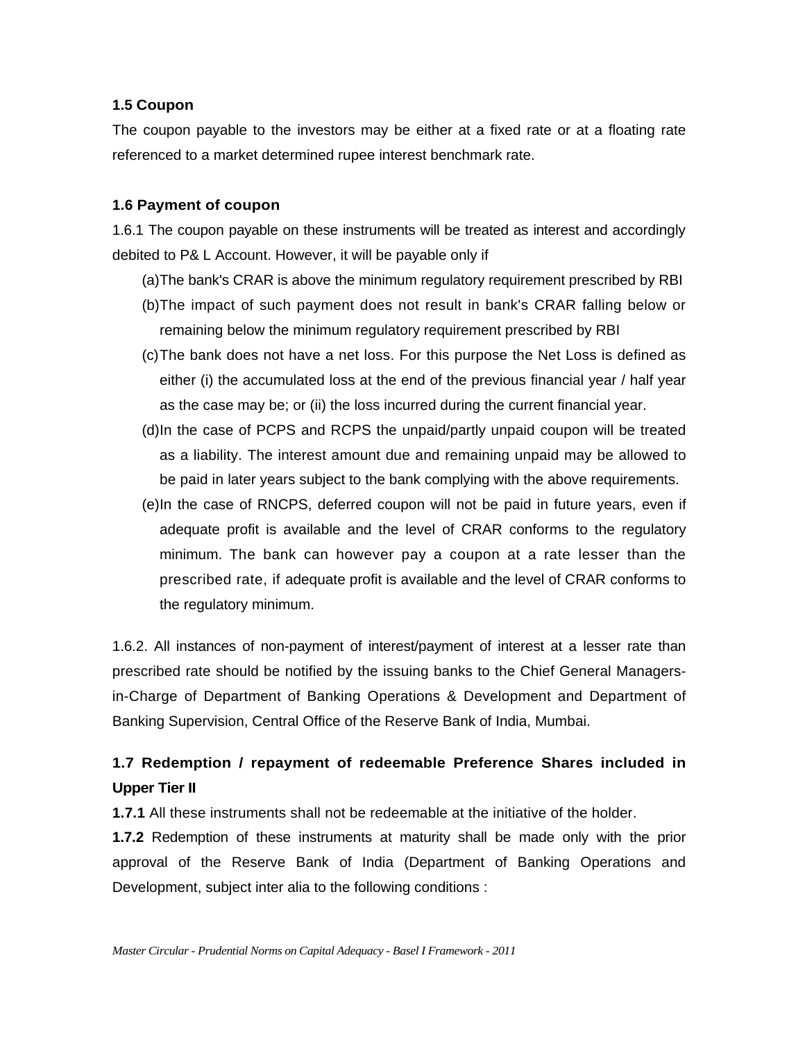### 1.5 Coupon

The coupon payable to the investors may be either at a fixed rate or at a floating rate referenced to a market determined rupee interest benchmark rate.

### 1.6 Payment of coupon

1.6.1 The coupon payable on these instruments will be treated as interest and accordingly debited to P& L Account. However, it will be payable only if

(a) The bank's CRAR is above the minimum regulatory requirement prescribed by RBI

(b) The impact of such payment does not result in bank's CRAR falling below or remaining below the minimum regulatory requirement prescribed by RBI

(c) The bank does not have a net loss. For this purpose the Net Loss is defined as either (i) the accumulated loss at the end of the previous financial year / half year as the case may be; or (ii) the loss incurred during the current financial year.

(d) In the case of PCPS and RCPS the unpaid/partly unpaid coupon will be treated as a liability. The interest amount due and remaining unpaid may be allowed to be paid in later years subject to the bank complying with the above requirements.

(e) In the case of RNCPS, deferred coupon will not be paid in future years, even if adequate profit is available and the level of CRAR conforms to the regulatory minimum. The bank can however pay a coupon at a rate lesser than the prescribed rate, if adequate profit is available and the level of CRAR conforms to the regulatory minimum.

1.6.2. All instances of non-payment of interest/payment of interest at a lesser rate than prescribed rate should be notified by the issuing banks to the Chief General Managers-in-Charge of Department of Banking Operations & Development and Department of Banking Supervision, Central Office of the Reserve Bank of India, Mumbai.

### 1.7 Redemption / repayment of redeemable Preference Shares included in Upper Tier II

**1.7.1** All these instruments shall not be redeemable at the initiative of the holder.

**1.7.2** Redemption of these instruments at maturity shall be made only with the prior approval of the Reserve Bank of India (Department of Banking Operations and Development, subject inter alia to the following conditions :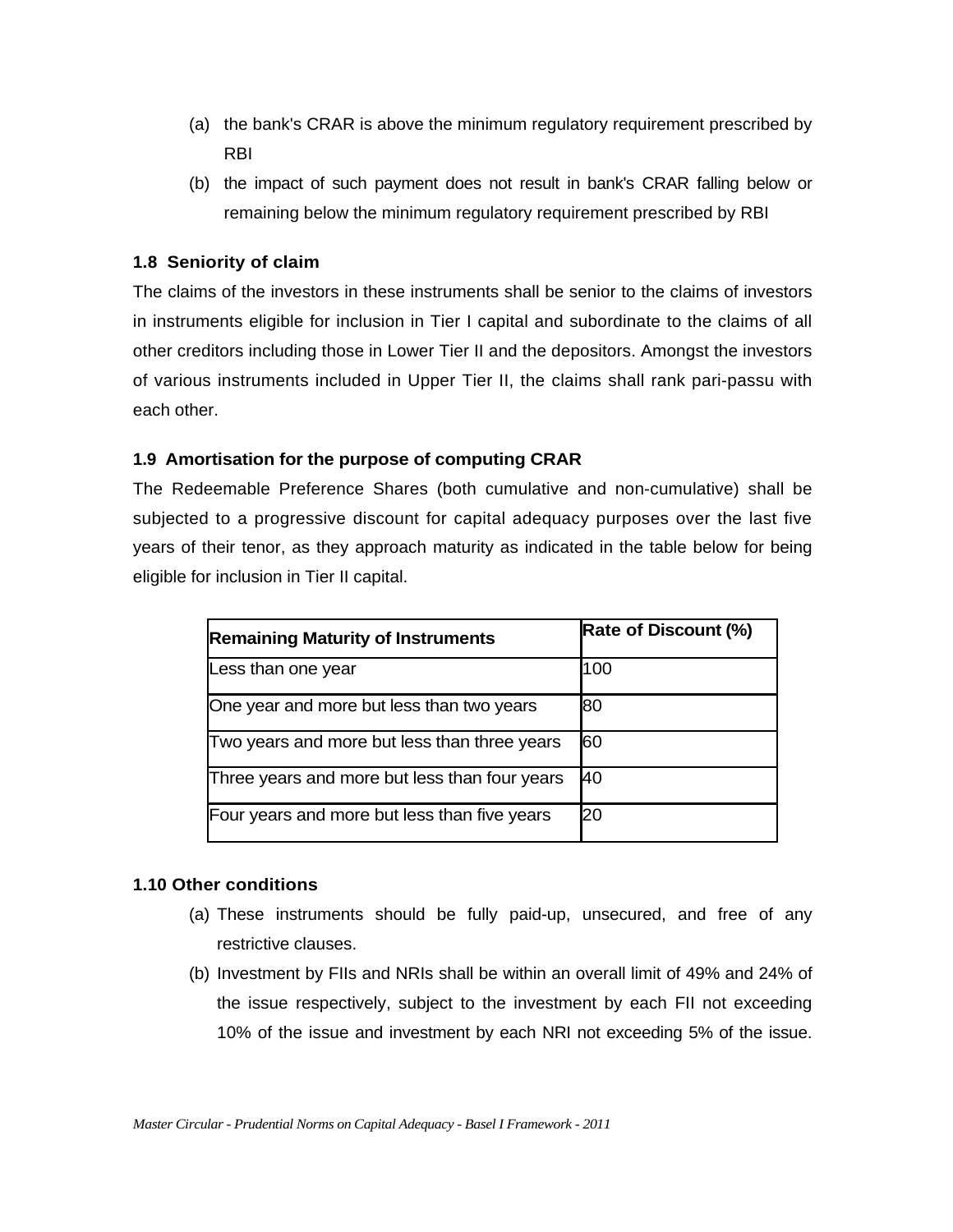(a) the bank's CRAR is above the minimum regulatory requirement prescribed by RBI

(b) the impact of such payment does not result in bank's CRAR falling below or remaining below the minimum regulatory requirement prescribed by RBI

### 1.8 Seniority of claim

The claims of the investors in these instruments shall be senior to the claims of investors in instruments eligible for inclusion in Tier I capital and subordinate to the claims of all other creditors including those in Lower Tier II and the depositors. Amongst the investors of various instruments included in Upper Tier II, the claims shall rank pari-passu with each other.

### 1.9 Amortisation for the purpose of computing CRAR

The Redeemable Preference Shares (both cumulative and non-cumulative) shall be subjected to a progressive discount for capital adequacy purposes over the last five years of their tenor, as they approach maturity as indicated in the table below for being eligible for inclusion in Tier II capital.

| **Remaining Maturity of Instruments** | **Rate of Discount (%)** |
|---|---|
| Less than one year | 100 |
| One year and more but less than two years | 80 |
| Two years and more but less than three years | 60 |
| Three years and more but less than four years | 40 |
| Four years and more but less than five years | 20 |

### 1.10 Other conditions

(a) These instruments should be fully paid-up, unsecured, and free of any restrictive clauses.

(b) Investment by FIIs and NRIs shall be within an overall limit of 49% and 24% of the issue respectively, subject to the investment by each FII not exceeding 10% of the issue and investment by each NRI not exceeding 5% of the issue.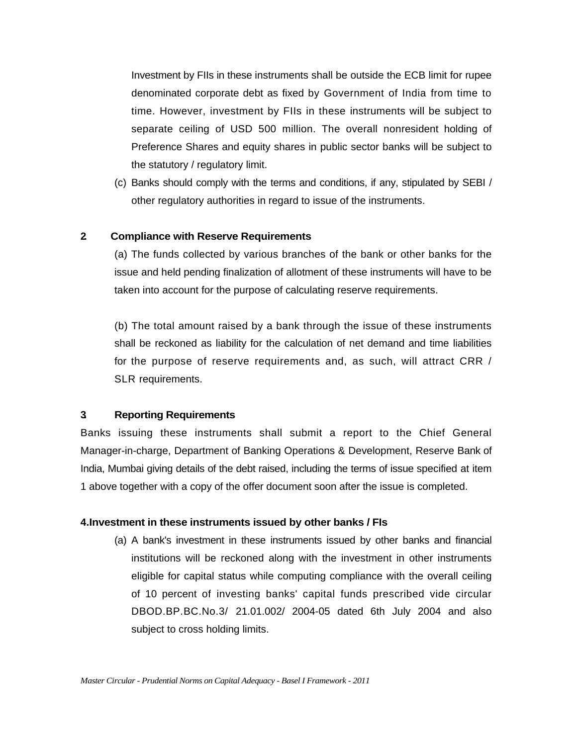Investment by FIIs in these instruments shall be outside the ECB limit for rupee denominated corporate debt as fixed by Government of India from time to time. However, investment by FIIs in these instruments will be subject to separate ceiling of USD 500 million. The overall nonresident holding of Preference Shares and equity shares in public sector banks will be subject to the statutory / regulatory limit.

(c) Banks should comply with the terms and conditions, if any, stipulated by SEBI / other regulatory authorities in regard to issue of the instruments.

**2 Compliance with Reserve Requirements**

(a) The funds collected by various branches of the bank or other banks for the issue and held pending finalization of allotment of these instruments will have to be taken into account for the purpose of calculating reserve requirements.

(b) The total amount raised by a bank through the issue of these instruments shall be reckoned as liability for the calculation of net demand and time liabilities for the purpose of reserve requirements and, as such, will attract CRR / SLR requirements.

**3 Reporting Requirements**

Banks issuing these instruments shall submit a report to the Chief General Manager-in-charge, Department of Banking Operations & Development, Reserve Bank of India, Mumbai giving details of the debt raised, including the terms of issue specified at item 1 above together with a copy of the offer document soon after the issue is completed.

**4.Investment in these instruments issued by other banks / FIs**

(a) A bank's investment in these instruments issued by other banks and financial institutions will be reckoned along with the investment in other instruments eligible for capital status while computing compliance with the overall ceiling of 10 percent of investing banks' capital funds prescribed vide circular DBOD.BP.BC.No.3/ 21.01.002/ 2004-05 dated 6th July 2004 and also subject to cross holding limits.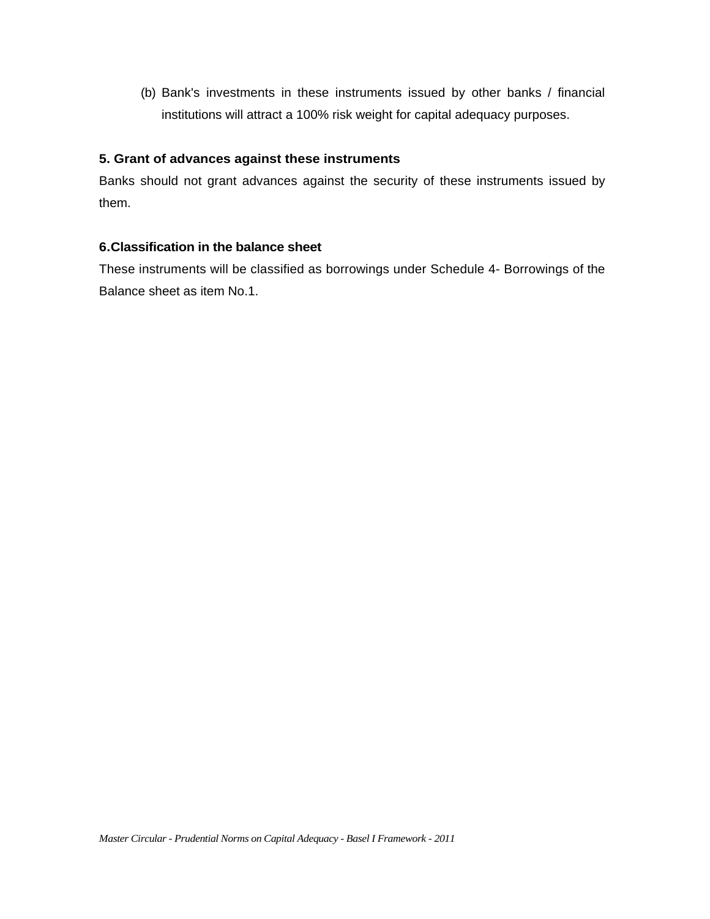(b) Bank's investments in these instruments issued by other banks / financial institutions will attract a 100% risk weight for capital adequacy purposes.

**5. Grant of advances against these instruments**

Banks should not grant advances against the security of these instruments issued by them.

**6.Classification in the balance sheet**

These instruments will be classified as borrowings under Schedule 4- Borrowings of the Balance sheet as item No.1.